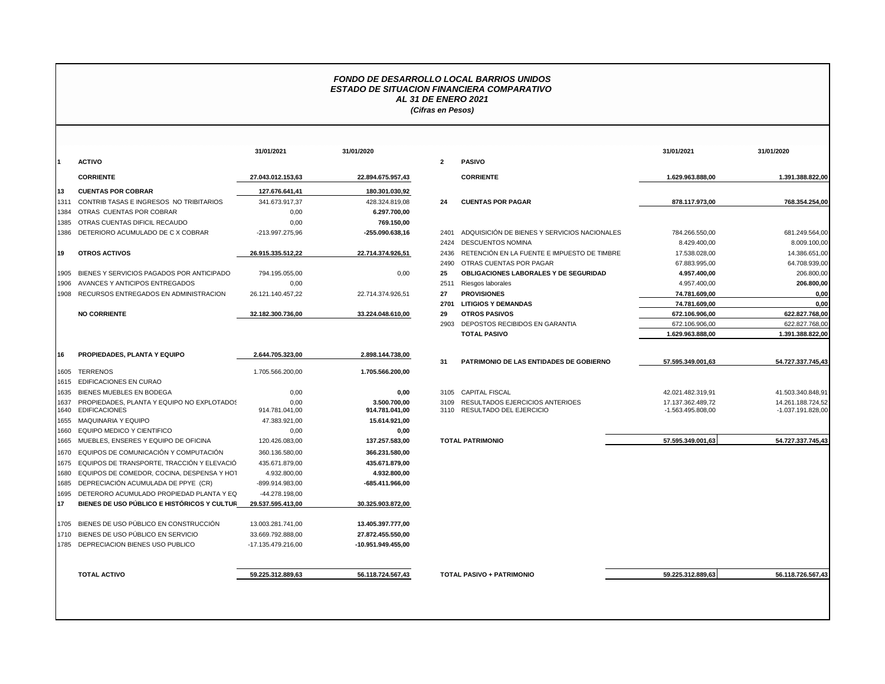# *FONDO DE DESARROLLO LOCAL BARRIOS UNIDOS*
## *ESTADO DE SITUACION FINANCIERA COMPARATIVO*
### *AL 31 DE ENERO 2021*
*(Cifras en Pesos)*

| | | 31/01/2021 | 31/01/2020 |
|---|---|---|---|
| **1** | **ACTIVO** | | |
| | **CORRIENTE** | **27.043.012.153,63** | **22.894.675.957,43** |
| **13** | **CUENTAS POR COBRAR** | **127.676.641,41** | **180.301.030,92** |
| 1311 | CONTRIB TASAS E INGRESOS NO TRIBITARIOS | 341.673.917,37 | 428.324.819,08 |
| 1384 | OTRAS CUENTAS POR COBRAR | 0,00 | **6.297.700,00** |
| 1385 | OTRAS CUENTAS DIFICIL RECAUDO | 0,00 | **769.150,00** |
| 1386 | DETERIORO ACUMULADO DE C X COBRAR | -213.997.275,96 | **-255.090.638,16** |
| **19** | **OTROS ACTIVOS** | **26.915.335.512,22** | **22.714.374.926,51** |
| 1905 | BIENES Y SERVICIOS PAGADOS POR ANTICIPADO | 794.195.055,00 | 0,00 |
| 1906 | AVANCES Y ANTICIPOS ENTREGADOS | 0,00 | |
| 1908 | RECURSOS ENTREGADOS EN ADMINISTRACION | 26.121.140.457,22 | 22.714.374.926,51 |
| | **NO CORRIENTE** | **32.182.300.736,00** | **33.224.048.610,00** |
| **16** | **PROPIEDADES, PLANTA Y EQUIPO** | **2.644.705.323,00** | **2.898.144.738,00** |
| 1605 | TERRENOS | 1.705.566.200,00 | **1.705.566.200,00** |
| 1615 | EDIFICACIONES EN CURAO | | |
| 1635 | BIENES MUEBLES EN BODEGA | 0,00 | **0,00** |
| 1637 | PROPIEDADES, PLANTA Y EQUIPO NO EXPLOTADOS | 0,00 | **3.500.700,00** |
| 1640 | EDIFICACIONES | 914.781.041,00 | **914.781.041,00** |
| 1655 | MAQUINARIA Y EQUIPO | 47.383.921,00 | **15.614.921,00** |
| 1660 | EQUIPO MEDICO Y CIENTIFICO | 0,00 | **0,00** |
| 1665 | MUEBLES, ENSERES Y EQUIPO DE OFICINA | 120.426.083,00 | **137.257.583,00** |
| 1670 | EQUIPOS DE COMUNICACIÓN Y COMPUTACIÓN | 360.136.580,00 | **366.231.580,00** |
| 1675 | EQUIPOS DE TRANSPORTE, TRACCIÓN Y ELEVACIÓ | 435.671.879,00 | **435.671.879,00** |
| 1680 | EQUIPOS DE COMEDOR, COCINA, DESPENSA Y HOT | 4.932.800,00 | **4.932.800,00** |
| 1685 | DEPRECIACIÓN ACUMULADA DE PPYE (CR) | -899.914.983,00 | **-685.411.966,00** |
| 1695 | DETERORO ACUMULADO PROPIEDAD PLANTA Y EQ | -44.278.198,00 | |
| **17** | **BIENES DE USO PÚBLICO E HISTÓRICOS Y CULTUR** | **29.537.595.413,00** | **30.325.903.872,00** |
| 1705 | BIENES DE USO PÚBLICO EN CONSTRUCCIÓN | 13.003.281.741,00 | **13.405.397.777,00** |
| 1710 | BIENES DE USO PÚBLICO EN SERVICIO | 33.669.792.888,00 | **27.872.455.550,00** |
| 1785 | DEPRECIACION BIENES USO PUBLICO | -17.135.479.216,00 | **-10.951.949.455,00** |
| | **TOTAL ACTIVO** | **59.225.312.889,63** | **56.118.724.567,43** |

| | | 31/01/2021 | 31/01/2020 |
|---|---|---|---|
| **2** | **PASIVO** | | |
| | **CORRIENTE** | **1.629.963.888,00** | **1.391.388.822,00** |
| **24** | **CUENTAS POR PAGAR** | **878.117.973,00** | **768.354.254,00** |
| 2401 | ADQUISICIÓN DE BIENES Y SERVICIOS NACIONALES | 784.266.550,00 | 681.249.564,00 |
| 2424 | DESCUENTOS NOMINA | 8.429.400,00 | 8.009.100,00 |
| 2436 | RETENCIÓN EN LA FUENTE E IMPUESTO DE TIMBRE | 17.538.028,00 | 14.386.651,00 |
| 2490 | OTRAS CUENTAS POR PAGAR | 67.883.995,00 | 64.708.939,00 |
| **25** | **OBLIGACIONES LABORALES Y DE SEGURIDAD** | **4.957.400,00** | 206.800,00 |
| 2511 | Riesgos laborales | 4.957.400,00 | **206.800,00** |
| **27** | **PROVISIONES** | **74.781.609,00** | **0,00** |
| **2701** | **LITIGIOS Y DEMANDAS** | **74.781.609,00** | **0,00** |
| **29** | **OTROS PASIVOS** | **672.106.906,00** | **622.827.768,00** |
| 2903 | DEPOSTOS RECIBIDOS EN GARANTIA | 672.106.906,00 | 622.827.768,00 |
| | **TOTAL PASIVO** | **1.629.963.888,00** | **1.391.388.822,00** |
| **31** | **PATRIMONIO DE LAS ENTIDADES DE GOBIERNO** | **57.595.349.001,63** | **54.727.337.745,43** |
| 3105 | CAPITAL FISCAL | 42.021.482.319,91 | 41.503.340.848,91 |
| 3109 | RESULTADOS EJERCICIOS ANTERIOES | 17.137.362.489,72 | 14.261.188.724,52 |
| 3110 | RESULTADO DEL EJERCICIO | -1.563.495.808,00 | -1.037.191.828,00 |
| | **TOTAL PATRIMONIO** | **57.595.349.001,63** | **54.727.337.745,43** |
| | **TOTAL PASIVO + PATRIMONIO** | **59.225.312.889,63** | **56.118.726.567,43** |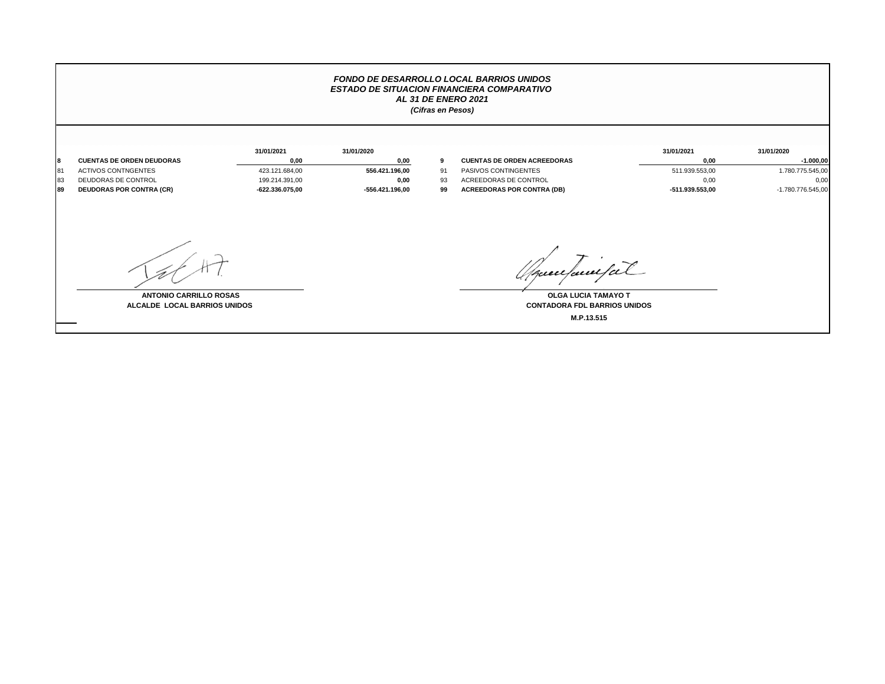***FONDO DE DESARROLLO LOCAL BARRIOS UNIDOS***
***ESTADO DE SITUACION FINANCIERA COMPARATIVO***
***AL 31 DE ENERO 2021***
***(Cifras en Pesos)***

| | | 31/01/2021 | 31/01/2020 | | | 31/01/2021 | 31/01/2020 |
|---|---|---|---|---|---|---|---|
| **8** | **CUENTAS DE ORDEN DEUDORAS** | **0,00** | **0,00** | **9** | **CUENTAS DE ORDEN ACREEDORAS** | **0,00** | **-1.000,00** |
| 81 | ACTIVOS CONTNGENTES | 423.121.684,00 | **556.421.196,00** | 91 | PASIVOS CONTINGENTES | 511.939.553,00 | 1.780.775.545,00 |
| 83 | DEUDORAS DE CONTROL | 199.214.391,00 | **0,00** | 93 | ACREEDORAS DE CONTROL | 0,00 | 0,00 |
| **89** | **DEUDORAS POR CONTRA (CR)** | **-622.336.075,00** | **-556.421.196,00** | **99** | **ACREEDORAS POR CONTRA (DB)** | **-511.939.553,00** | -1.780.776.545,00 |

**ANTONIO CARRILLO ROSAS**
**ALCALDE LOCAL BARRIOS UNIDOS**

**OLGA LUCIA TAMAYO T**
**CONTADORA FDL BARRIOS UNIDOS**
**M.P.13.515**